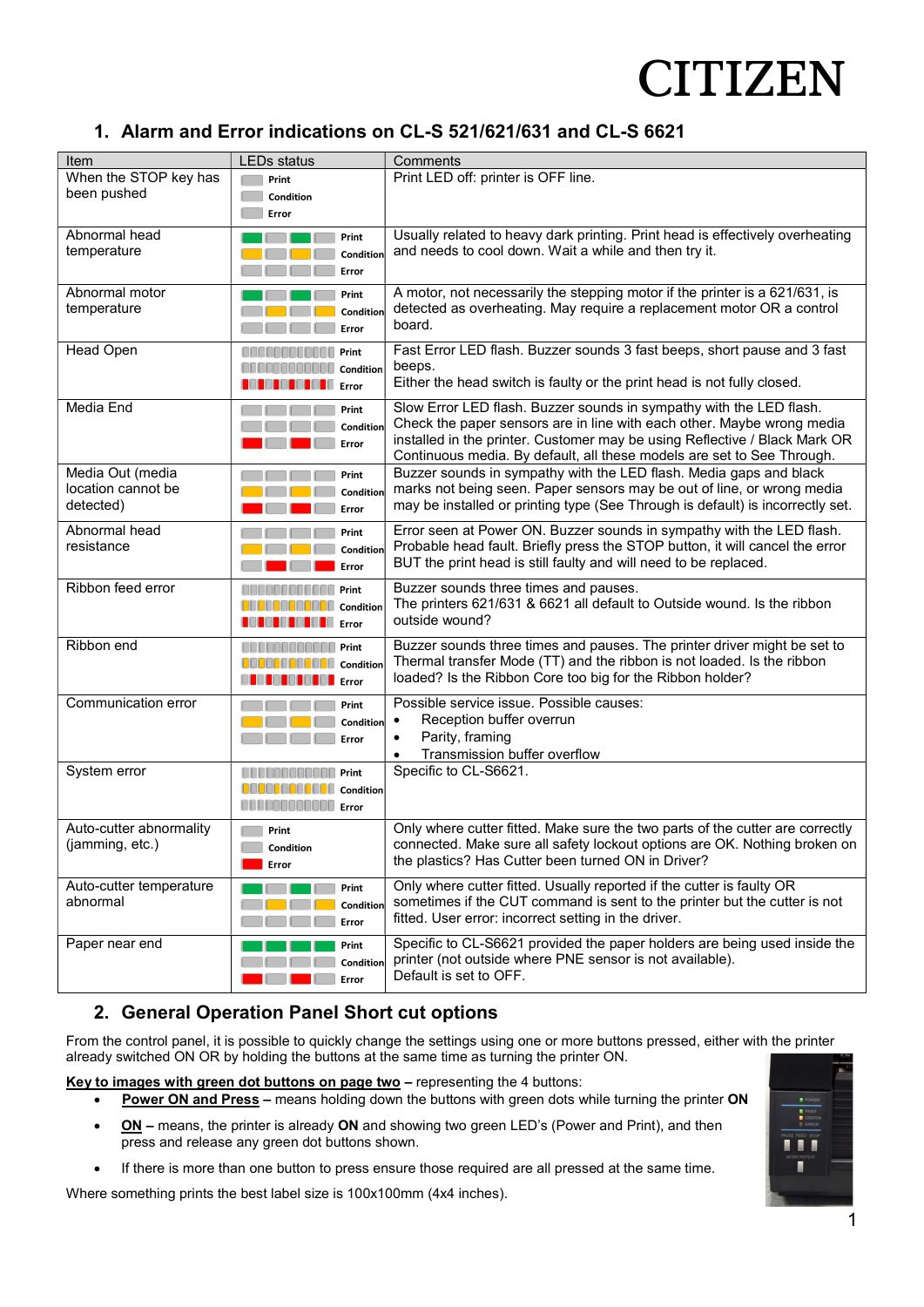CITIZEN

## 1. Alarm and Error indications on CL-S 521/621/631 and CL-S 6621

| Item | LEDs status | Comments |
|---|---|---|
| When the STOP key has been pushed | Print / Condition / Error | Print LED off: printer is OFF line. |
| Abnormal head temperature | Print / Condition / Error | Usually related to heavy dark printing. Print head is effectively overheating and needs to cool down. Wait a while and then try it. |
| Abnormal motor temperature | Print / Condition / Error | A motor, not necessarily the stepping motor if the printer is a 621/631, is detected as overheating. May require a replacement motor OR a control board. |
| Head Open | Print / Condition / Error | Fast Error LED flash. Buzzer sounds 3 fast beeps, short pause and 3 fast beeps.<br>Either the head switch is faulty or the print head is not fully closed. |
| Media End | Print / Condition / Error | Slow Error LED flash. Buzzer sounds in sympathy with the LED flash. Check the paper sensors are in line with each other. Maybe wrong media installed in the printer. Customer may be using Reflective / Black Mark OR Continuous media. By default, all these models are set to See Through. |
| Media Out (media location cannot be detected) | Print / Condition / Error | Buzzer sounds in sympathy with the LED flash. Media gaps and black marks not being seen. Paper sensors may be out of line, or wrong media may be installed or printing type (See Through is default) is incorrectly set. |
| Abnormal head resistance | Print / Condition / Error | Error seen at Power ON. Buzzer sounds in sympathy with the LED flash. Probable head fault. Briefly press the STOP button, it will cancel the error BUT the print head is still faulty and will need to be replaced. |
| Ribbon feed error | Print / Condition / Error | Buzzer sounds three times and pauses.<br>The printers 621/631 & 6621 all default to Outside wound. Is the ribbon outside wound? |
| Ribbon end | Print / Condition / Error | Buzzer sounds three times and pauses. The printer driver might be set to Thermal transfer Mode (TT) and the ribbon is not loaded. Is the ribbon loaded? Is the Ribbon Core too big for the Ribbon holder? |
| Communication error | Print / Condition / Error | Possible service issue. Possible causes:<br>• Reception buffer overrun<br>• Parity, framing<br>• Transmission buffer overflow |
| System error | Print / Condition / Error | Specific to CL-S6621. |
| Auto-cutter abnormality (jamming, etc.) | Print / Condition / Error | Only where cutter fitted. Make sure the two parts of the cutter are correctly connected. Make sure all safety lockout options are OK. Nothing broken on the plastics? Has Cutter been turned ON in Driver? |
| Auto-cutter temperature abnormal | Print / Condition / Error | Only where cutter fitted. Usually reported if the cutter is faulty OR sometimes if the CUT command is sent to the printer but the cutter is not fitted. User error: incorrect setting in the driver. |
| Paper near end | Print / Condition / Error | Specific to CL-S6621 provided the paper holders are being used inside the printer (not outside where PNE sensor is not available).<br>Default is set to OFF. |

## 2. General Operation Panel Short cut options

From the control panel, it is possible to quickly change the settings using one or more buttons pressed, either with the printer already switched ON OR by holding the buttons at the same time as turning the printer ON.

**Key to images with green dot buttons on page two** – representing the 4 buttons:

- **Power ON and Press** – means holding down the buttons with green dots while turning the printer **ON**
- **ON** – means, the printer is already **ON** and showing two green LED's (Power and Print), and then press and release any green dot buttons shown.
- If there is more than one button to press ensure those required are all pressed at the same time.

Where something prints the best label size is 100x100mm (4x4 inches).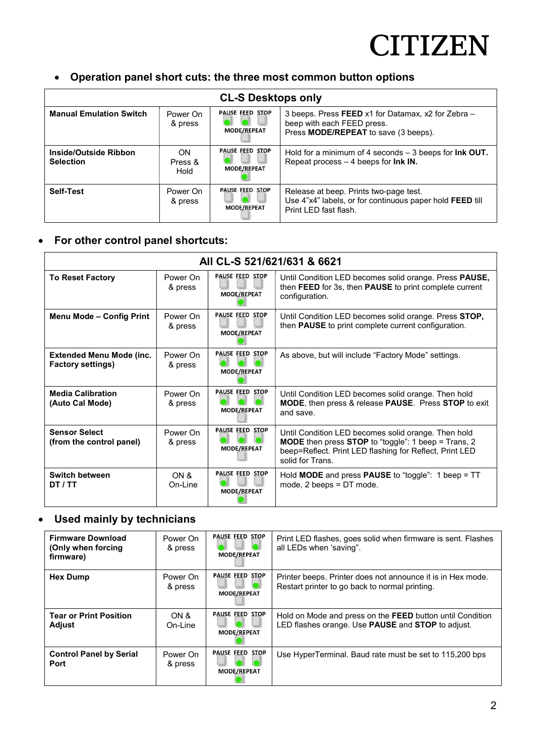- **Operation panel short cuts: the three most common button options**

| CL-S Desktops only | | | |
|---|---|---|---|
| **Manual Emulation Switch** | Power On & press | PAUSE FEED STOP MODE/REPEAT | 3 beeps. Press **FEED** x1 for Datamax, x2 for Zebra – beep with each FEED press. Press **MODE/REPEAT** to save (3 beeps). |
| **Inside/Outside Ribbon Selection** | ON Press & Hold | PAUSE FEED STOP MODE/REPEAT | Hold for a minimum of 4 seconds – 3 beeps for **Ink OUT.** Repeat process – 4 beeps for **Ink IN.** |
| **Self-Test** | Power On & press | PAUSE FEED STOP MODE/REPEAT | Release at beep. Prints two-page test. Use 4"x4" labels, or for continuous paper hold **FEED** till Print LED fast flash. |

- **For other control panel shortcuts:**

| All CL-S 521/621/631 & 6621 | | | |
|---|---|---|---|
| **To Reset Factory** | Power On & press | PAUSE FEED STOP MODE/REPEAT | Until Condition LED becomes solid orange. Press **PAUSE,** then **FEED** for 3s, then **PAUSE** to print complete current configuration. |
| **Menu Mode – Config Print** | Power On & press | PAUSE FEED STOP MODE/REPEAT | Until Condition LED becomes solid orange. Press **STOP,** then **PAUSE** to print complete current configuration. |
| **Extended Menu Mode (inc. Factory settings)** | Power On & press | PAUSE FEED STOP MODE/REPEAT | As above, but will include "Factory Mode" settings. |
| **Media Calibration (Auto Cal Mode)** | Power On & press | PAUSE FEED STOP MODE/REPEAT | Until Condition LED becomes solid orange. Then hold **MODE**, then press & release **PAUSE**. Press **STOP** to exit and save. |
| **Sensor Select (from the control panel)** | Power On & press | PAUSE FEED STOP MODE/REPEAT | Until Condition LED becomes solid orange. Then hold **MODE** then press **STOP** to "toggle": 1 beep = Trans, 2 beep=Reflect. Print LED flashing for Reflect, Print LED solid for Trans. |
| **Switch between DT / TT** | ON & On-Line | PAUSE FEED STOP MODE/REPEAT | Hold **MODE** and press **PAUSE** to "toggle": 1 beep = TT mode, 2 beeps = DT mode. |

- **Used mainly by technicians**

| | | | |
|---|---|---|---|
| **Firmware Download (Only when forcing firmware)** | Power On & press | PAUSE FEED STOP MODE/REPEAT | Print LED flashes, goes solid when firmware is sent. Flashes all LEDs when 'saving". |
| **Hex Dump** | Power On & press | PAUSE FEED STOP MODE/REPEAT | Printer beeps. Printer does not announce it is in Hex mode. Restart printer to go back to normal printing. |
| **Tear or Print Position Adjust** | ON & On-Line | PAUSE FEED STOP MODE/REPEAT | Hold on Mode and press on the **FEED** button until Condition LED flashes orange. Use **PAUSE** and **STOP** to adjust. |
| **Control Panel by Serial Port** | Power On & press | PAUSE FEED STOP MODE/REPEAT | Use HyperTerminal. Baud rate must be set to 115,200 bps |